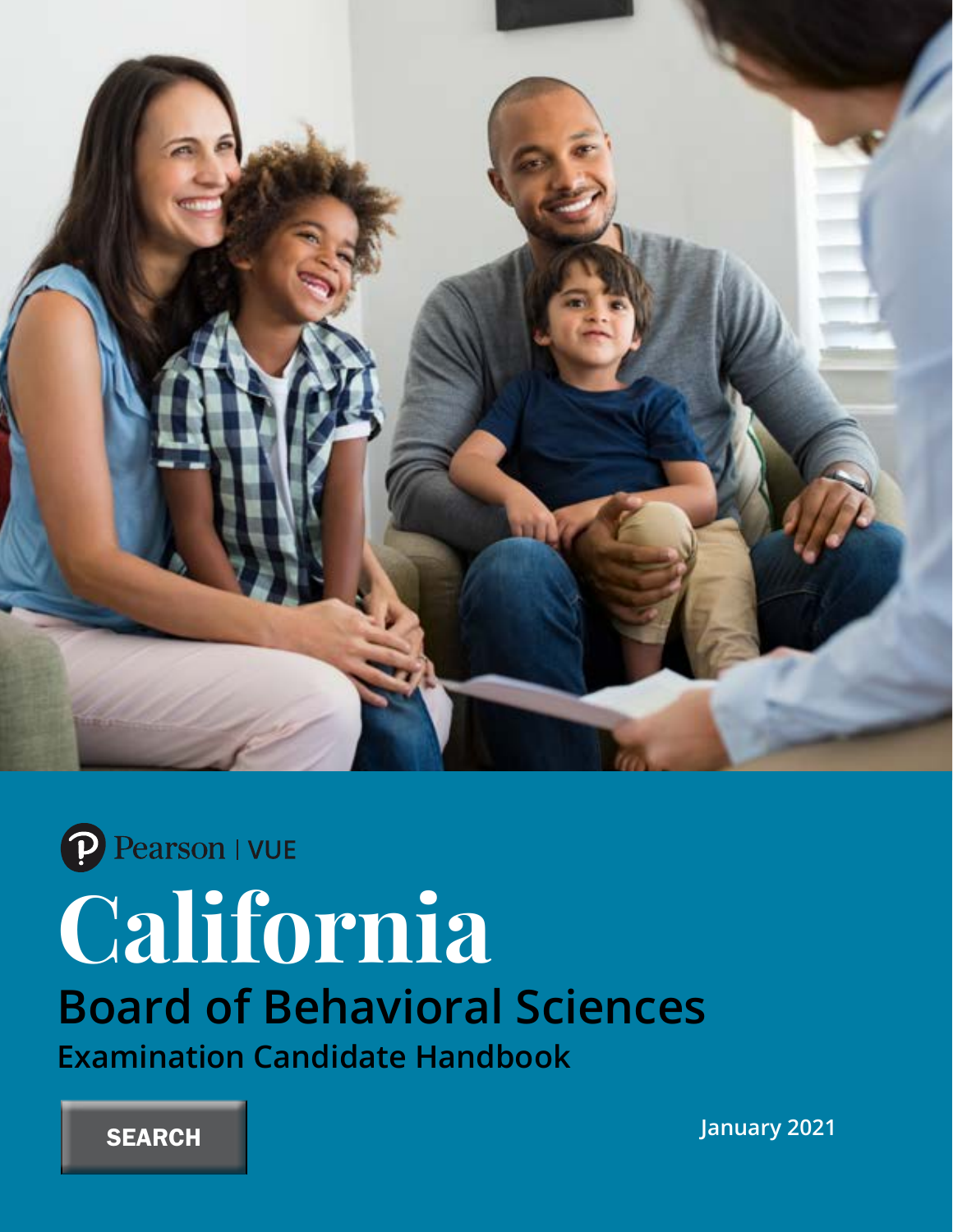Pearson | VUE

# California

## Board of Behavioral Sciences

### Examination Candidate Handbook

SEARCH

January 2021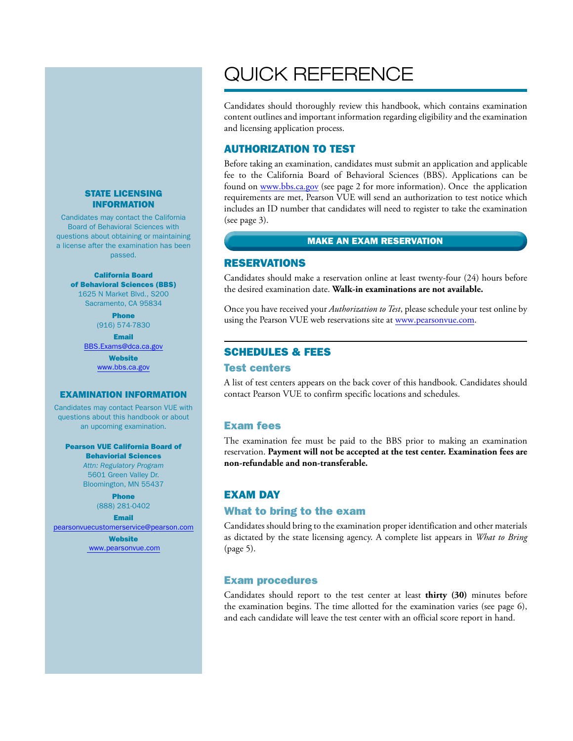# QUICK REFERENCE

Candidates should thoroughly review this handbook, which contains examination content outlines and important information regarding eligibility and the examination and licensing application process.

## AUTHORIZATION TO TEST

Before taking an examination, candidates must submit an application and applicable fee to the California Board of Behavioral Sciences (BBS). Applications can be found on www.bbs.ca.gov (see page 2 for more information). Once the application requirements are met, Pearson VUE will send an authorization to test notice which includes an ID number that candidates will need to register to take the examination (see page 3).

**MAKE AN EXAM RESERVATION**

## RESERVATIONS

Candidates should make a reservation online at least twenty-four (24) hours before the desired examination date. **Walk-in examinations are not available.**

Once you have received your *Authorization to Test*, please schedule your test online by using the Pearson VUE web reservations site at www.pearsonvue.com.

## SCHEDULES & FEES

### Test centers

A list of test centers appears on the back cover of this handbook. Candidates should contact Pearson VUE to confirm specific locations and schedules.

### Exam fees

The examination fee must be paid to the BBS prior to making an examination reservation. **Payment will not be accepted at the test center. Examination fees are non-refundable and non-transferable.**

## EXAM DAY

### What to bring to the exam

Candidates should bring to the examination proper identification and other materials as dictated by the state licensing agency. A complete list appears in *What to Bring* (page 5).

### Exam procedures

Candidates should report to the test center at least **thirty (30)** minutes before the examination begins. The time allotted for the examination varies (see page 6), and each candidate will leave the test center with an official score report in hand.

## STATE LICENSING INFORMATION

Candidates may contact the California Board of Behavioral Sciences with questions about obtaining or maintaining a license after the examination has been passed.

**California Board of Behavioral Sciences (BBS)**
1625 N Market Blvd., S200
Sacramento, CA 95834

**Phone**
(916) 574-7830

**Email**
BBS.Exams@dca.ca.gov

**Website**
www.bbs.ca.gov

## EXAMINATION INFORMATION

Candidates may contact Pearson VUE with questions about this handbook or about an upcoming examination.

**Pearson VUE California Board of Behaviorial Sciences**
*Attn: Regulatory Program*
5601 Green Valley Dr.
Bloomington, MN 55437

**Phone**
(888) 281-0402

**Email**
pearsonvuecustomerservice@pearson.com

**Website**
www.pearsonvue.com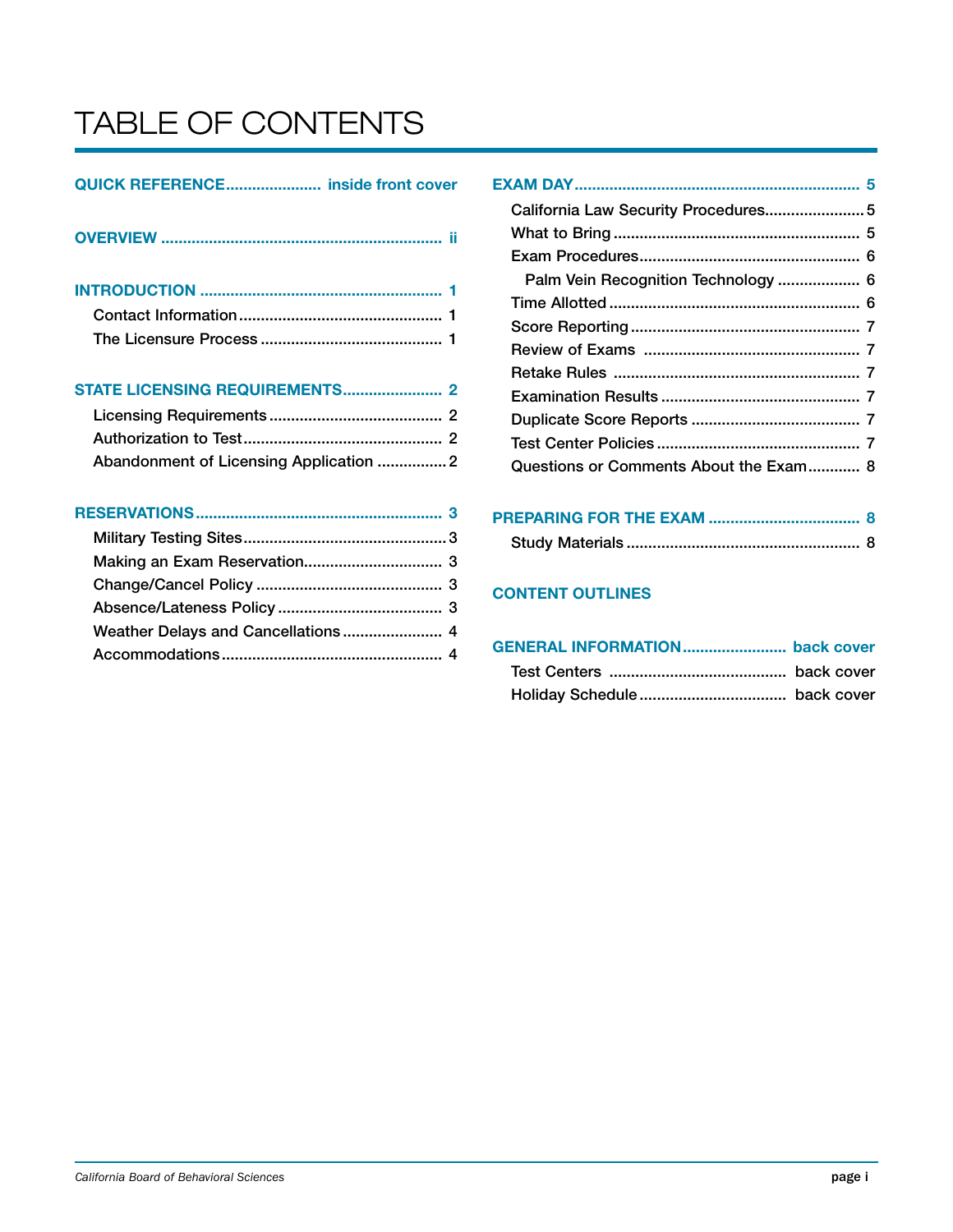# TABLE OF CONTENTS

**QUICK REFERENCE** ..................... inside front cover

**OVERVIEW** ..................... ii

**INTRODUCTION** ..................... 1

- Contact Information ..................... 1
- The Licensure Process ..................... 1

**STATE LICENSING REQUIREMENTS** ..................... 2

- Licensing Requirements ..................... 2
- Authorization to Test ..................... 2
- Abandonment of Licensing Application ..................... 2

**RESERVATIONS** ..................... 3

- Military Testing Sites ..................... 3
- Making an Exam Reservation ..................... 3
- Change/Cancel Policy ..................... 3
- Absence/Lateness Policy ..................... 3
- Weather Delays and Cancellations ..................... 4
- Accommodations ..................... 4

**EXAM DAY** ..................... 5

- California Law Security Procedures ..................... 5
- What to Bring ..................... 5
- Exam Procedures ..................... 6
  - Palm Vein Recognition Technology ..................... 6
- Time Allotted ..................... 6
- Score Reporting ..................... 7
- Review of Exams ..................... 7
- Retake Rules ..................... 7
- Examination Results ..................... 7
- Duplicate Score Reports ..................... 7
- Test Center Policies ..................... 7
- Questions or Comments About the Exam ..................... 8

**PREPARING FOR THE EXAM** ..................... 8

- Study Materials ..................... 8

**CONTENT OUTLINES**

**GENERAL INFORMATION** ..................... back cover

- Test Centers ..................... back cover
- Holiday Schedule ..................... back cover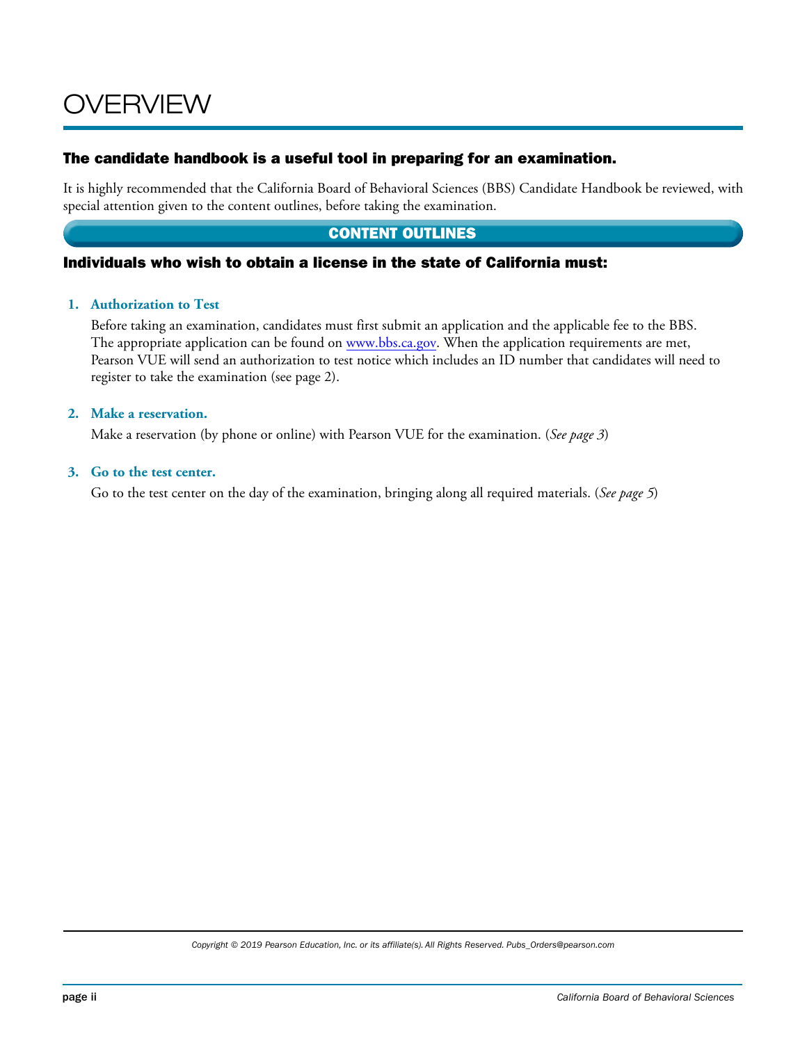# OVERVIEW

## The candidate handbook is a useful tool in preparing for an examination.

It is highly recommended that the California Board of Behavioral Sciences (BBS) Candidate Handbook be reviewed, with special attention given to the content outlines, before taking the examination.

## CONTENT OUTLINES

### Individuals who wish to obtain a license in the state of California must:

1. **Authorization to Test**

   Before taking an examination, candidates must first submit an application and the applicable fee to the BBS. The appropriate application can be found on www.bbs.ca.gov. When the application requirements are met, Pearson VUE will send an authorization to test notice which includes an ID number that candidates will need to register to take the examination (see page 2).

2. **Make a reservation.**

   Make a reservation (by phone or online) with Pearson VUE for the examination. (*See page 3*)

3. **Go to the test center.**

   Go to the test center on the day of the examination, bringing along all required materials. (*See page 5*)

*Copyright © 2019 Pearson Education, Inc. or its affiliate(s). All Rights Reserved. Pubs_Orders@pearson.com*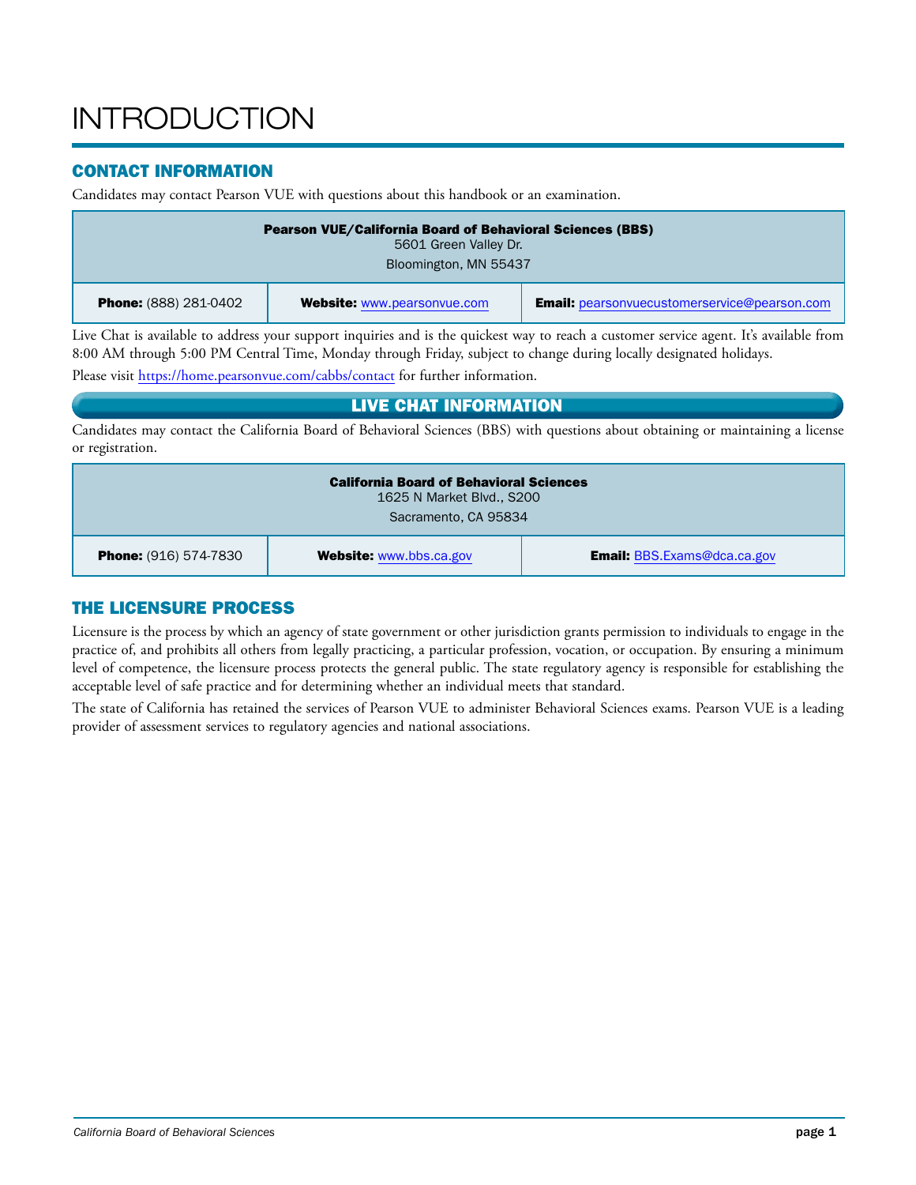# INTRODUCTION

## CONTACT INFORMATION

Candidates may contact Pearson VUE with questions about this handbook or an examination.

| **Pearson VUE/California Board of Behavioral Sciences (BBS)**<br>5601 Green Valley Dr.<br>Bloomington, MN 55437 | | |
|---|---|---|
| **Phone:** (888) 281-0402 | **Website:** www.pearsonvue.com | **Email:** pearsonvuecustomerservice@pearson.com |

Live Chat is available to address your support inquiries and is the quickest way to reach a customer service agent. It's available from 8:00 AM through 5:00 PM Central Time, Monday through Friday, subject to change during locally designated holidays.

Please visit https://home.pearsonvue.com/cabbs/contact for further information.

## LIVE CHAT INFORMATION

Candidates may contact the California Board of Behavioral Sciences (BBS) with questions about obtaining or maintaining a license or registration.

| **California Board of Behavioral Sciences**<br>1625 N Market Blvd., S200<br>Sacramento, CA 95834 | | |
|---|---|---|
| **Phone:** (916) 574-7830 | **Website:** www.bbs.ca.gov | **Email:** BBS.Exams@dca.ca.gov |

## THE LICENSURE PROCESS

Licensure is the process by which an agency of state government or other jurisdiction grants permission to individuals to engage in the practice of, and prohibits all others from legally practicing, a particular profession, vocation, or occupation. By ensuring a minimum level of competence, the licensure process protects the general public. The state regulatory agency is responsible for establishing the acceptable level of safe practice and for determining whether an individual meets that standard.

The state of California has retained the services of Pearson VUE to administer Behavioral Sciences exams. Pearson VUE is a leading provider of assessment services to regulatory agencies and national associations.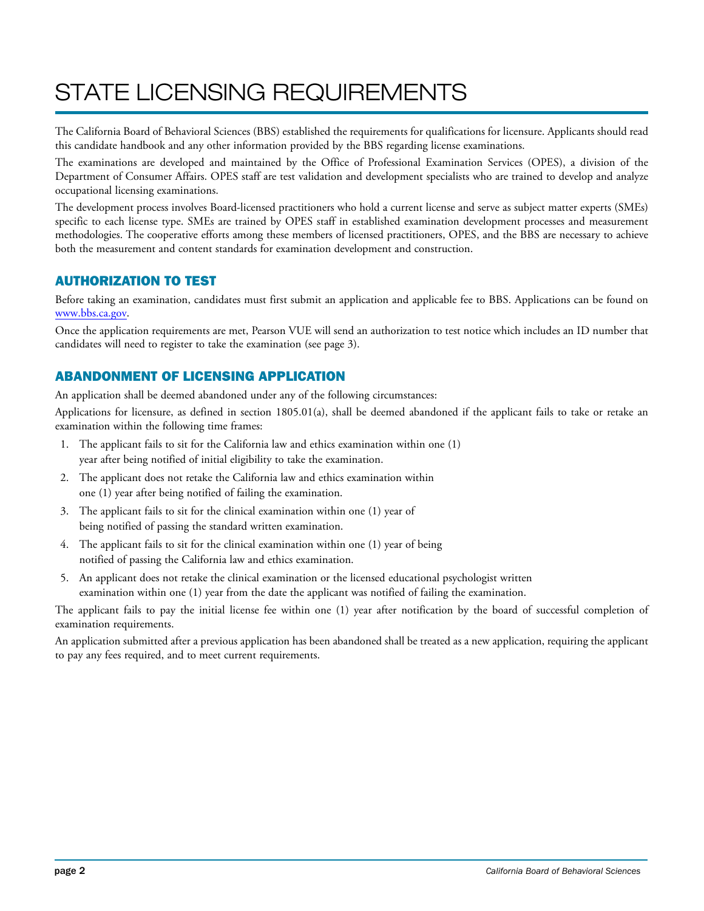# STATE LICENSING REQUIREMENTS

The California Board of Behavioral Sciences (BBS) established the requirements for qualifications for licensure. Applicants should read this candidate handbook and any other information provided by the BBS regarding license examinations.

The examinations are developed and maintained by the Office of Professional Examination Services (OPES), a division of the Department of Consumer Affairs. OPES staff are test validation and development specialists who are trained to develop and analyze occupational licensing examinations.

The development process involves Board-licensed practitioners who hold a current license and serve as subject matter experts (SMEs) specific to each license type. SMEs are trained by OPES staff in established examination development processes and measurement methodologies. The cooperative efforts among these members of licensed practitioners, OPES, and the BBS are necessary to achieve both the measurement and content standards for examination development and construction.

## AUTHORIZATION TO TEST

Before taking an examination, candidates must first submit an application and applicable fee to BBS. Applications can be found on [www.bbs.ca.gov](http://www.bbs.ca.gov).

Once the application requirements are met, Pearson VUE will send an authorization to test notice which includes an ID number that candidates will need to register to take the examination (see page 3).

## ABANDONMENT OF LICENSING APPLICATION

An application shall be deemed abandoned under any of the following circumstances:

Applications for licensure, as defined in section 1805.01(a), shall be deemed abandoned if the applicant fails to take or retake an examination within the following time frames:

1. The applicant fails to sit for the California law and ethics examination within one (1) year after being notified of initial eligibility to take the examination.
2. The applicant does not retake the California law and ethics examination within one (1) year after being notified of failing the examination.
3. The applicant fails to sit for the clinical examination within one (1) year of being notified of passing the standard written examination.
4. The applicant fails to sit for the clinical examination within one (1) year of being notified of passing the California law and ethics examination.
5. An applicant does not retake the clinical examination or the licensed educational psychologist written examination within one (1) year from the date the applicant was notified of failing the examination.

The applicant fails to pay the initial license fee within one (1) year after notification by the board of successful completion of examination requirements.

An application submitted after a previous application has been abandoned shall be treated as a new application, requiring the applicant to pay any fees required, and to meet current requirements.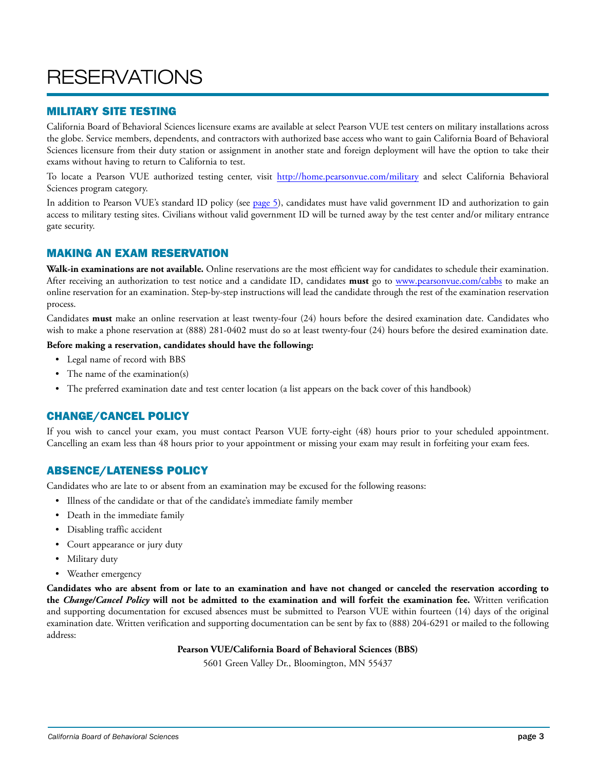# RESERVATIONS

## MILITARY SITE TESTING

California Board of Behavioral Sciences licensure exams are available at select Pearson VUE test centers on military installations across the globe. Service members, dependents, and contractors with authorized base access who want to gain California Board of Behavioral Sciences licensure from their duty station or assignment in another state and foreign deployment will have the option to take their exams without having to return to California to test.

To locate a Pearson VUE authorized testing center, visit http://home.pearsonvue.com/military and select California Behavioral Sciences program category.

In addition to Pearson VUE's standard ID policy (see page 5), candidates must have valid government ID and authorization to gain access to military testing sites. Civilians without valid government ID will be turned away by the test center and/or military entrance gate security.

## MAKING AN EXAM RESERVATION

**Walk-in examinations are not available.** Online reservations are the most efficient way for candidates to schedule their examination. After receiving an authorization to test notice and a candidate ID, candidates **must** go to www.pearsonvue.com/cabbs to make an online reservation for an examination. Step-by-step instructions will lead the candidate through the rest of the examination reservation process.

Candidates **must** make an online reservation at least twenty-four (24) hours before the desired examination date. Candidates who wish to make a phone reservation at (888) 281-0402 must do so at least twenty-four (24) hours before the desired examination date.

**Before making a reservation, candidates should have the following:**

- Legal name of record with BBS
- The name of the examination(s)
- The preferred examination date and test center location (a list appears on the back cover of this handbook)

## CHANGE/CANCEL POLICY

If you wish to cancel your exam, you must contact Pearson VUE forty-eight (48) hours prior to your scheduled appointment. Cancelling an exam less than 48 hours prior to your appointment or missing your exam may result in forfeiting your exam fees.

## ABSENCE/LATENESS POLICY

Candidates who are late to or absent from an examination may be excused for the following reasons:

- Illness of the candidate or that of the candidate's immediate family member
- Death in the immediate family
- Disabling traffic accident
- Court appearance or jury duty
- Military duty
- Weather emergency

**Candidates who are absent from or late to an examination and have not changed or canceled the reservation according to the *Change/Cancel Policy* will not be admitted to the examination and will forfeit the examination fee.** Written verification and supporting documentation for excused absences must be submitted to Pearson VUE within fourteen (14) days of the original examination date. Written verification and supporting documentation can be sent by fax to (888) 204-6291 or mailed to the following address:

**Pearson VUE/California Board of Behavioral Sciences (BBS)**

5601 Green Valley Dr., Bloomington, MN 55437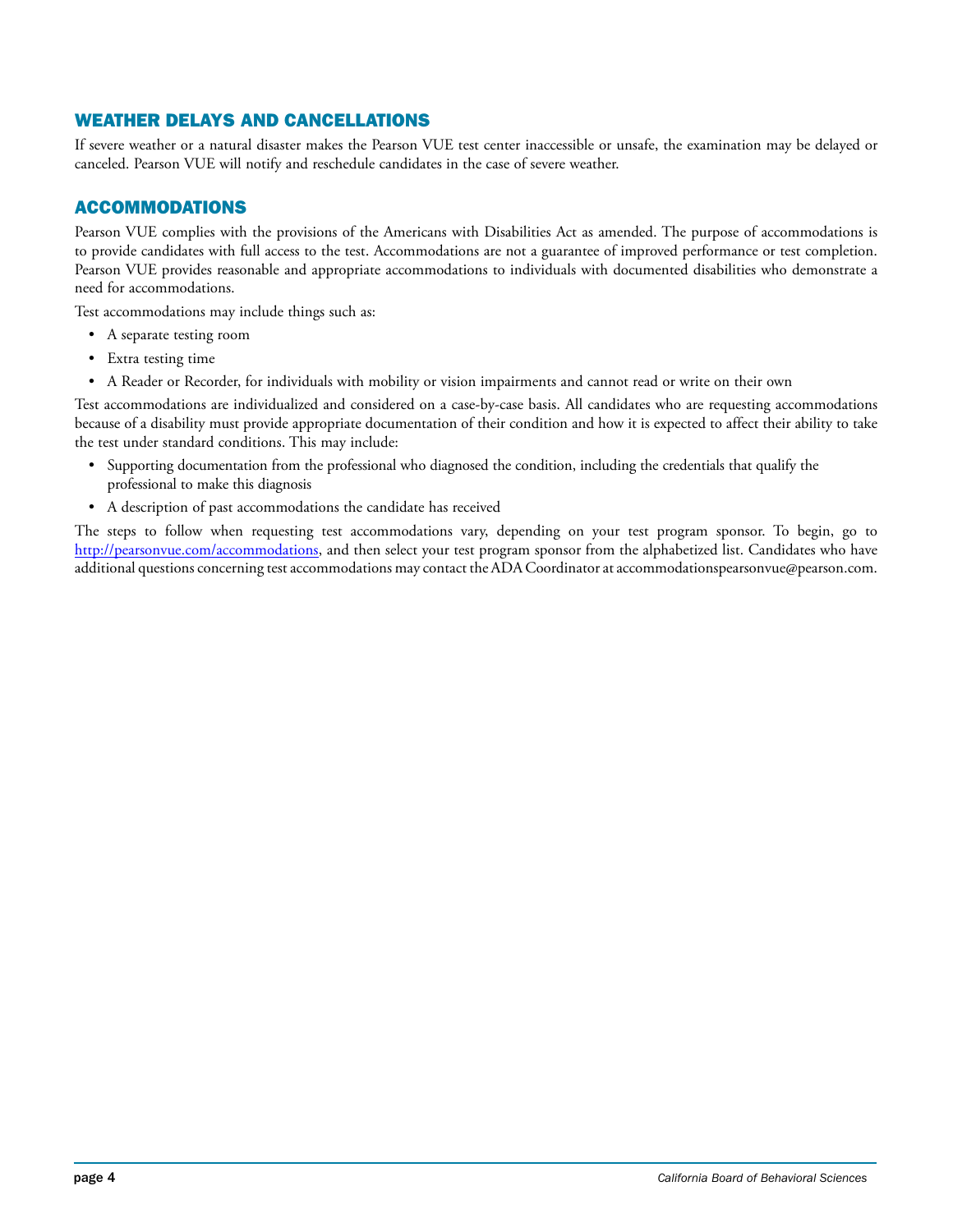## WEATHER DELAYS AND CANCELLATIONS

If severe weather or a natural disaster makes the Pearson VUE test center inaccessible or unsafe, the examination may be delayed or canceled. Pearson VUE will notify and reschedule candidates in the case of severe weather.

## ACCOMMODATIONS

Pearson VUE complies with the provisions of the Americans with Disabilities Act as amended. The purpose of accommodations is to provide candidates with full access to the test. Accommodations are not a guarantee of improved performance or test completion. Pearson VUE provides reasonable and appropriate accommodations to individuals with documented disabilities who demonstrate a need for accommodations.

Test accommodations may include things such as:

- A separate testing room
- Extra testing time
- A Reader or Recorder, for individuals with mobility or vision impairments and cannot read or write on their own

Test accommodations are individualized and considered on a case-by-case basis. All candidates who are requesting accommodations because of a disability must provide appropriate documentation of their condition and how it is expected to affect their ability to take the test under standard conditions. This may include:

- Supporting documentation from the professional who diagnosed the condition, including the credentials that qualify the professional to make this diagnosis
- A description of past accommodations the candidate has received

The steps to follow when requesting test accommodations vary, depending on your test program sponsor. To begin, go to http://pearsonvue.com/accommodations, and then select your test program sponsor from the alphabetized list. Candidates who have additional questions concerning test accommodations may contact the ADA Coordinator at accommodationspearsonvue@pearson.com.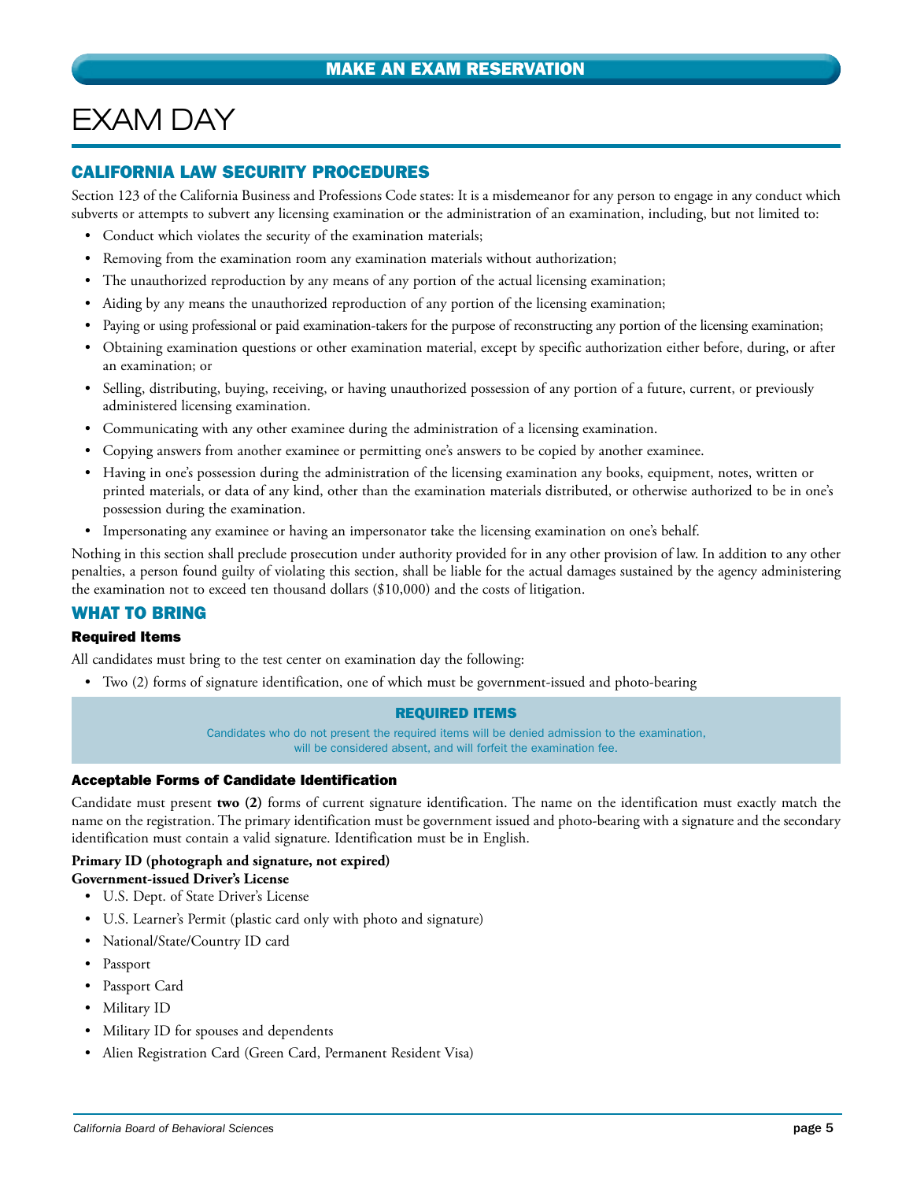## MAKE AN EXAM RESERVATION

# EXAM DAY

## CALIFORNIA LAW SECURITY PROCEDURES

Section 123 of the California Business and Professions Code states: It is a misdemeanor for any person to engage in any conduct which subverts or attempts to subvert any licensing examination or the administration of an examination, including, but not limited to:

- Conduct which violates the security of the examination materials;
- Removing from the examination room any examination materials without authorization;
- The unauthorized reproduction by any means of any portion of the actual licensing examination;
- Aiding by any means the unauthorized reproduction of any portion of the licensing examination;
- Paying or using professional or paid examination-takers for the purpose of reconstructing any portion of the licensing examination;
- Obtaining examination questions or other examination material, except by specific authorization either before, during, or after an examination; or
- Selling, distributing, buying, receiving, or having unauthorized possession of any portion of a future, current, or previously administered licensing examination.
- Communicating with any other examinee during the administration of a licensing examination.
- Copying answers from another examinee or permitting one's answers to be copied by another examinee.
- Having in one's possession during the administration of the licensing examination any books, equipment, notes, written or printed materials, or data of any kind, other than the examination materials distributed, or otherwise authorized to be in one's possession during the examination.
- Impersonating any examinee or having an impersonator take the licensing examination on one's behalf.

Nothing in this section shall preclude prosecution under authority provided for in any other provision of law. In addition to any other penalties, a person found guilty of violating this section, shall be liable for the actual damages sustained by the agency administering the examination not to exceed ten thousand dollars ($10,000) and the costs of litigation.

## WHAT TO BRING

### Required Items

All candidates must bring to the test center on examination day the following:

- Two (2) forms of signature identification, one of which must be government-issued and photo-bearing

> **REQUIRED ITEMS**
>
> Candidates who do not present the required items will be denied admission to the examination, will be considered absent, and will forfeit the examination fee.

### Acceptable Forms of Candidate Identification

Candidate must present **two (2)** forms of current signature identification. The name on the identification must exactly match the name on the registration. The primary identification must be government issued and photo-bearing with a signature and the secondary identification must contain a valid signature. Identification must be in English.

**Primary ID (photograph and signature, not expired)**
**Government-issued Driver's License**

- U.S. Dept. of State Driver's License
- U.S. Learner's Permit (plastic card only with photo and signature)
- National/State/Country ID card
- Passport
- Passport Card
- Military ID
- Military ID for spouses and dependents
- Alien Registration Card (Green Card, Permanent Resident Visa)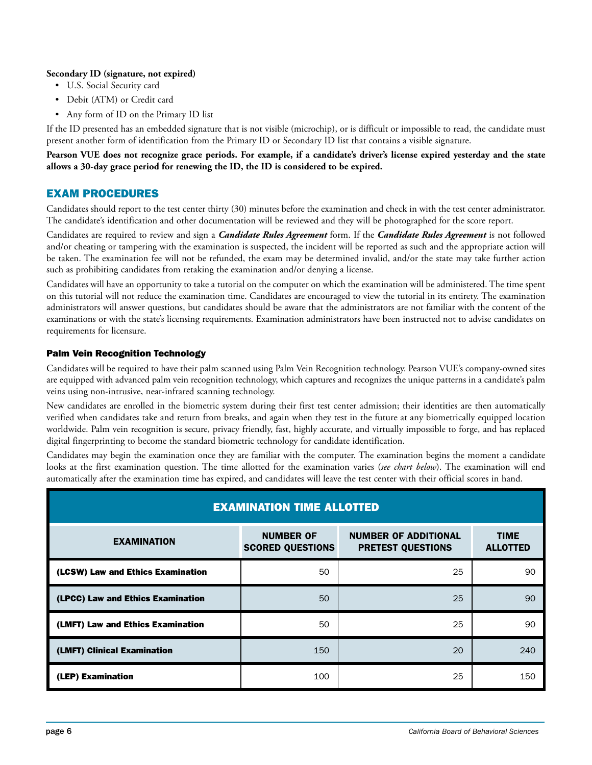**Secondary ID (signature, not expired)**

- U.S. Social Security card
- Debit (ATM) or Credit card
- Any form of ID on the Primary ID list

If the ID presented has an embedded signature that is not visible (microchip), or is difficult or impossible to read, the candidate must present another form of identification from the Primary ID or Secondary ID list that contains a visible signature.

**Pearson VUE does not recognize grace periods. For example, if a candidate's driver's license expired yesterday and the state allows a 30-day grace period for renewing the ID, the ID is considered to be expired.**

## EXAM PROCEDURES

Candidates should report to the test center thirty (30) minutes before the examination and check in with the test center administrator. The candidate's identification and other documentation will be reviewed and they will be photographed for the score report.

Candidates are required to review and sign a ***Candidate Rules Agreement*** form. If the ***Candidate Rules Agreement*** is not followed and/or cheating or tampering with the examination is suspected, the incident will be reported as such and the appropriate action will be taken. The examination fee will not be refunded, the exam may be determined invalid, and/or the state may take further action such as prohibiting candidates from retaking the examination and/or denying a license.

Candidates will have an opportunity to take a tutorial on the computer on which the examination will be administered. The time spent on this tutorial will not reduce the examination time. Candidates are encouraged to view the tutorial in its entirety. The examination administrators will answer questions, but candidates should be aware that the administrators are not familiar with the content of the examinations or with the state's licensing requirements. Examination administrators have been instructed not to advise candidates on requirements for licensure.

### Palm Vein Recognition Technology

Candidates will be required to have their palm scanned using Palm Vein Recognition technology. Pearson VUE's company-owned sites are equipped with advanced palm vein recognition technology, which captures and recognizes the unique patterns in a candidate's palm veins using non-intrusive, near-infrared scanning technology.

New candidates are enrolled in the biometric system during their first test center admission; their identities are then automatically verified when candidates take and return from breaks, and again when they test in the future at any biometrically equipped location worldwide. Palm vein recognition is secure, privacy friendly, fast, highly accurate, and virtually impossible to forge, and has replaced digital fingerprinting to become the standard biometric technology for candidate identification.

Candidates may begin the examination once they are familiar with the computer. The examination begins the moment a candidate looks at the first examination question. The time allotted for the examination varies (*see chart below*). The examination will end automatically after the examination time has expired, and candidates will leave the test center with their official scores in hand.

**EXAMINATION TIME ALLOTTED**

| EXAMINATION | NUMBER OF SCORED QUESTIONS | NUMBER OF ADDITIONAL PRETEST QUESTIONS | TIME ALLOTTED |
|---|---|---|---|
| (LCSW) Law and Ethics Examination | 50 | 25 | 90 |
| (LPCC) Law and Ethics Examination | 50 | 25 | 90 |
| (LMFT) Law and Ethics Examination | 50 | 25 | 90 |
| (LMFT) Clinical Examination | 150 | 20 | 240 |
| (LEP) Examination | 100 | 25 | 150 |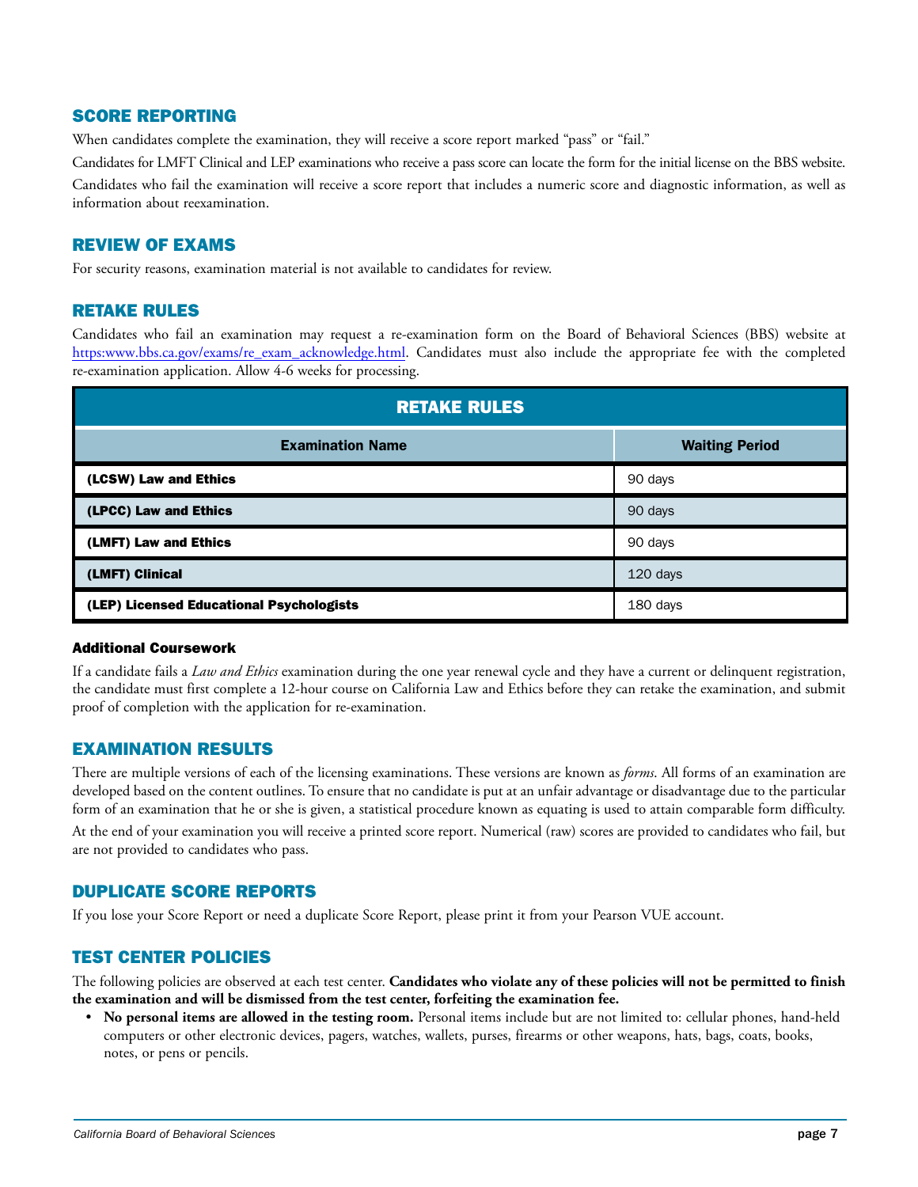## SCORE REPORTING

When candidates complete the examination, they will receive a score report marked "pass" or "fail."

Candidates for LMFT Clinical and LEP examinations who receive a pass score can locate the form for the initial license on the BBS website.

Candidates who fail the examination will receive a score report that includes a numeric score and diagnostic information, as well as information about reexamination.

## REVIEW OF EXAMS

For security reasons, examination material is not available to candidates for review.

## RETAKE RULES

Candidates who fail an examination may request a re-examination form on the Board of Behavioral Sciences (BBS) website at https:www.bbs.ca.gov/exams/re_exam_acknowledge.html. Candidates must also include the appropriate fee with the completed re-examination application. Allow 4-6 weeks for processing.

**RETAKE RULES**

| Examination Name | Waiting Period |
|---|---|
| **(LCSW) Law and Ethics** | 90 days |
| **(LPCC) Law and Ethics** | 90 days |
| **(LMFT) Law and Ethics** | 90 days |
| **(LMFT) Clinical** | 120 days |
| **(LEP) Licensed Educational Psychologists** | 180 days |

### Additional Coursework

If a candidate fails a *Law and Ethics* examination during the one year renewal cycle and they have a current or delinquent registration, the candidate must first complete a 12-hour course on California Law and Ethics before they can retake the examination, and submit proof of completion with the application for re-examination.

## EXAMINATION RESULTS

There are multiple versions of each of the licensing examinations. These versions are known as *forms*. All forms of an examination are developed based on the content outlines. To ensure that no candidate is put at an unfair advantage or disadvantage due to the particular form of an examination that he or she is given, a statistical procedure known as equating is used to attain comparable form difficulty.

At the end of your examination you will receive a printed score report. Numerical (raw) scores are provided to candidates who fail, but are not provided to candidates who pass.

## DUPLICATE SCORE REPORTS

If you lose your Score Report or need a duplicate Score Report, please print it from your Pearson VUE account.

## TEST CENTER POLICIES

The following policies are observed at each test center. **Candidates who violate any of these policies will not be permitted to finish the examination and will be dismissed from the test center, forfeiting the examination fee.**

- **No personal items are allowed in the testing room.** Personal items include but are not limited to: cellular phones, hand-held computers or other electronic devices, pagers, watches, wallets, purses, firearms or other weapons, hats, bags, coats, books, notes, or pens or pencils.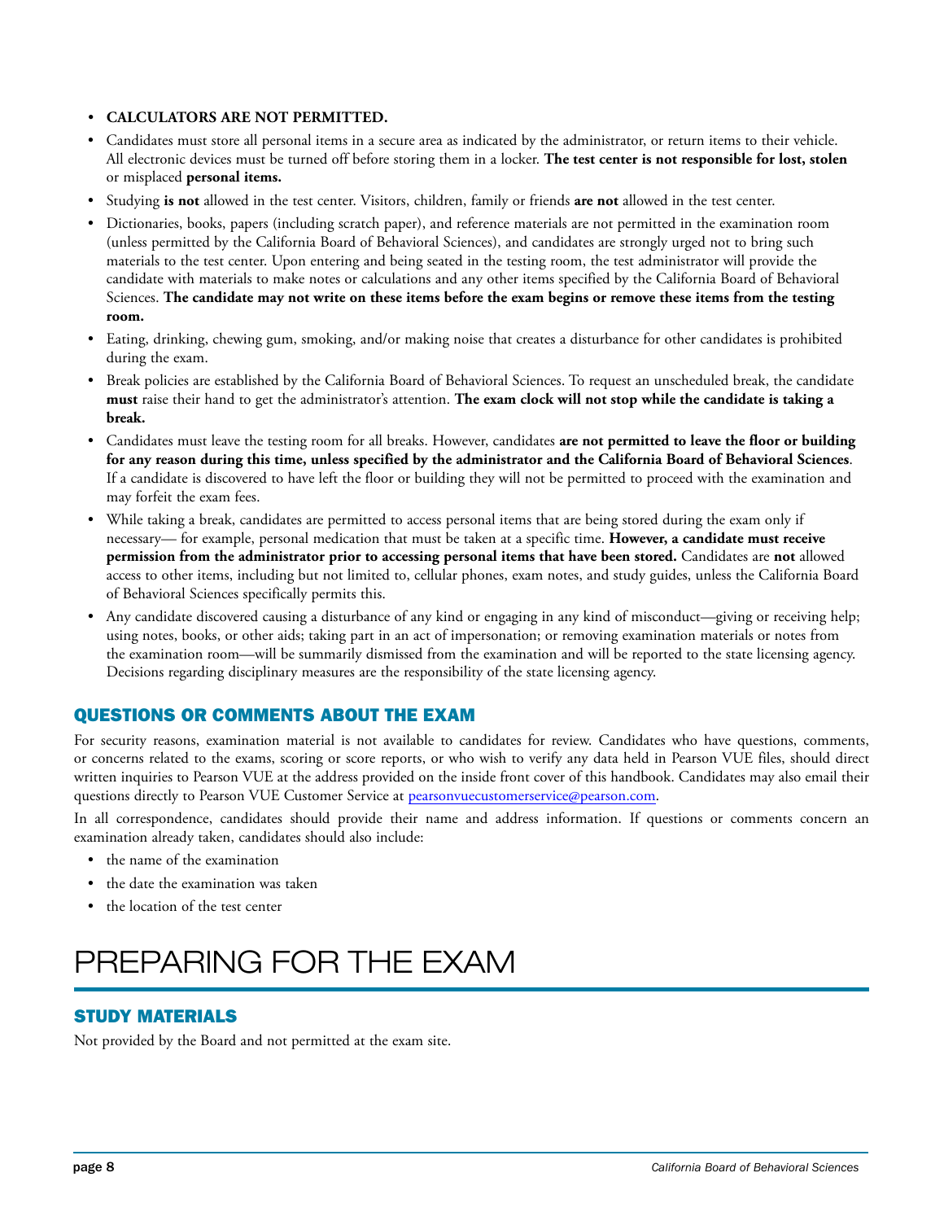- **CALCULATORS ARE NOT PERMITTED.**
- Candidates must store all personal items in a secure area as indicated by the administrator, or return items to their vehicle. All electronic devices must be turned off before storing them in a locker. **The test center is not responsible for lost, stolen** or misplaced **personal items.**
- Studying **is not** allowed in the test center. Visitors, children, family or friends **are not** allowed in the test center.
- Dictionaries, books, papers (including scratch paper), and reference materials are not permitted in the examination room (unless permitted by the California Board of Behavioral Sciences), and candidates are strongly urged not to bring such materials to the test center. Upon entering and being seated in the testing room, the test administrator will provide the candidate with materials to make notes or calculations and any other items specified by the California Board of Behavioral Sciences. **The candidate may not write on these items before the exam begins or remove these items from the testing room.**
- Eating, drinking, chewing gum, smoking, and/or making noise that creates a disturbance for other candidates is prohibited during the exam.
- Break policies are established by the California Board of Behavioral Sciences. To request an unscheduled break, the candidate **must** raise their hand to get the administrator's attention. **The exam clock will not stop while the candidate is taking a break.**
- Candidates must leave the testing room for all breaks. However, candidates **are not permitted to leave the floor or building for any reason during this time, unless specified by the administrator and the California Board of Behavioral Sciences**. If a candidate is discovered to have left the floor or building they will not be permitted to proceed with the examination and may forfeit the exam fees.
- While taking a break, candidates are permitted to access personal items that are being stored during the exam only if necessary— for example, personal medication that must be taken at a specific time. **However, a candidate must receive permission from the administrator prior to accessing personal items that have been stored.** Candidates are **not** allowed access to other items, including but not limited to, cellular phones, exam notes, and study guides, unless the California Board of Behavioral Sciences specifically permits this.
- Any candidate discovered causing a disturbance of any kind or engaging in any kind of misconduct—giving or receiving help; using notes, books, or other aids; taking part in an act of impersonation; or removing examination materials or notes from the examination room—will be summarily dismissed from the examination and will be reported to the state licensing agency. Decisions regarding disciplinary measures are the responsibility of the state licensing agency.

## QUESTIONS OR COMMENTS ABOUT THE EXAM

For security reasons, examination material is not available to candidates for review. Candidates who have questions, comments, or concerns related to the exams, scoring or score reports, or who wish to verify any data held in Pearson VUE files, should direct written inquiries to Pearson VUE at the address provided on the inside front cover of this handbook. Candidates may also email their questions directly to Pearson VUE Customer Service at pearsonvuecustomerservice@pearson.com.

In all correspondence, candidates should provide their name and address information. If questions or comments concern an examination already taken, candidates should also include:

- the name of the examination
- the date the examination was taken
- the location of the test center

# PREPARING FOR THE EXAM

## STUDY MATERIALS

Not provided by the Board and not permitted at the exam site.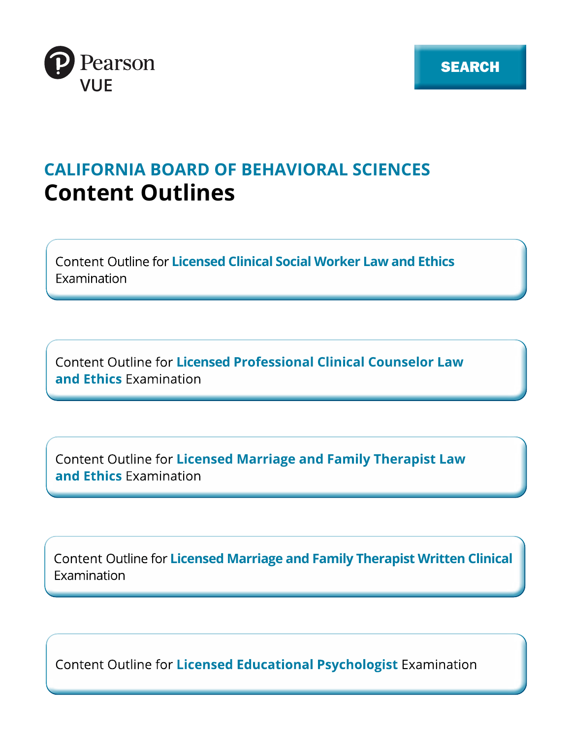Pearson VUE

SEARCH

## CALIFORNIA BOARD OF BEHAVIORAL SCIENCES

# Content Outlines

Content Outline for **Licensed Clinical Social Worker Law and Ethics** Examination

Content Outline for **Licensed Professional Clinical Counselor Law and Ethics** Examination

Content Outline for **Licensed Marriage and Family Therapist Law and Ethics** Examination

Content Outline for **Licensed Marriage and Family Therapist Written Clinical** Examination

Content Outline for **Licensed Educational Psychologist** Examination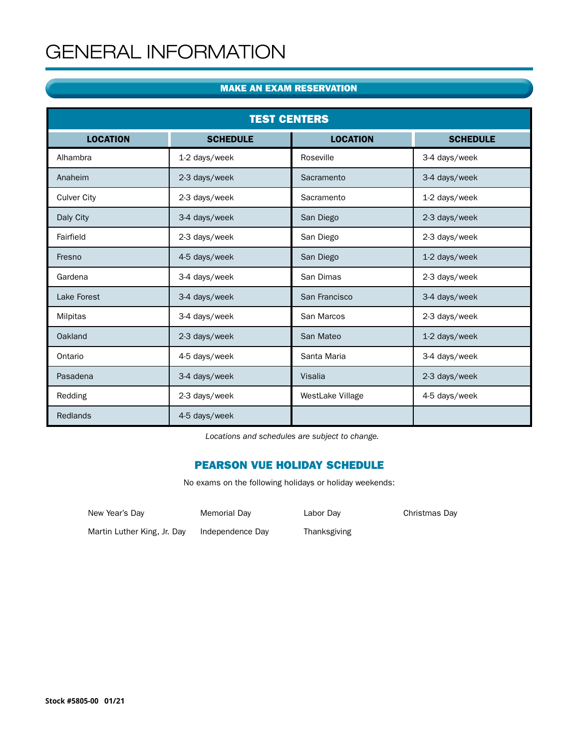# GENERAL INFORMATION

## MAKE AN EXAM RESERVATION

**TEST CENTERS**

| LOCATION | SCHEDULE | LOCATION | SCHEDULE |
|---|---|---|---|
| Alhambra | 1-2 days/week | Roseville | 3-4 days/week |
| Anaheim | 2-3 days/week | Sacramento | 3-4 days/week |
| Culver City | 2-3 days/week | Sacramento | 1-2 days/week |
| Daly City | 3-4 days/week | San Diego | 2-3 days/week |
| Fairfield | 2-3 days/week | San Diego | 2-3 days/week |
| Fresno | 4-5 days/week | San Diego | 1-2 days/week |
| Gardena | 3-4 days/week | San Dimas | 2-3 days/week |
| Lake Forest | 3-4 days/week | San Francisco | 3-4 days/week |
| Milpitas | 3-4 days/week | San Marcos | 2-3 days/week |
| Oakland | 2-3 days/week | San Mateo | 1-2 days/week |
| Ontario | 4-5 days/week | Santa Maria | 3-4 days/week |
| Pasadena | 3-4 days/week | Visalia | 2-3 days/week |
| Redding | 2-3 days/week | WestLake Village | 4-5 days/week |
| Redlands | 4-5 days/week | | |

*Locations and schedules are subject to change.*

### PEARSON VUE HOLIDAY SCHEDULE

No exams on the following holidays or holiday weekends:

- New Year's Day
- Martin Luther King, Jr. Day
- Memorial Day
- Independence Day
- Labor Day
- Thanksgiving
- Christmas Day

**Stock #5805-00 01/21**